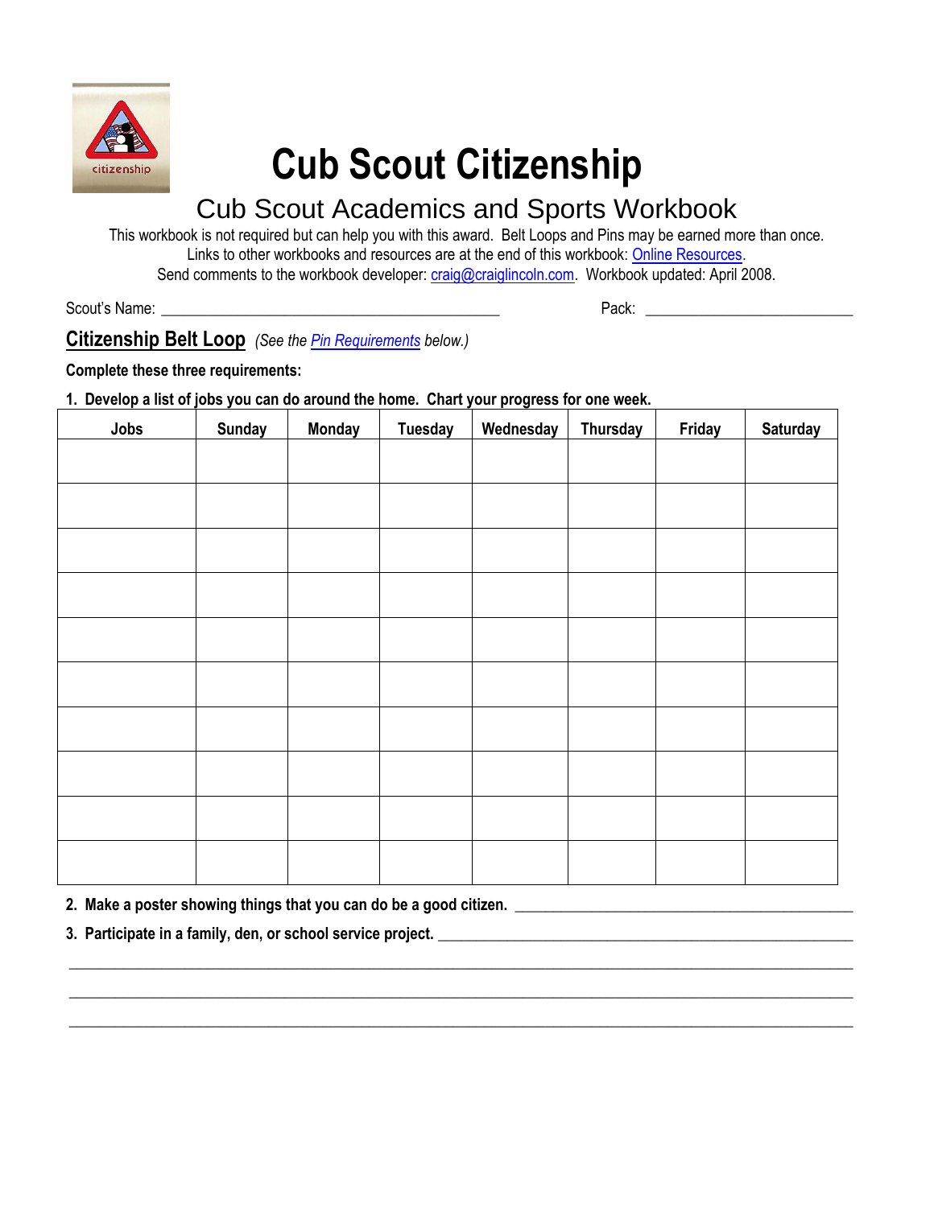# Cub Scout Citizenship

## Cub Scout Academics and Sports Workbook

This workbook is not required but can help you with this award. Belt Loops and Pins may be earned more than once.
Links to other workbooks and resources are at the end of this workbook: Online Resources.
Send comments to the workbook developer: craig@craiglincoln.com. Workbook updated: April 2008.

Scout's Name: ______________________________________________ Pack: ____________________________

## Citizenship Belt Loop *(See the Pin Requirements below.)*

**Complete these three requirements:**

**1. Develop a list of jobs you can do around the home. Chart your progress for one week.**

| Jobs | Sunday | Monday | Tuesday | Wednesday | Thursday | Friday | Saturday |
|---|---|---|---|---|---|---|---|
| | | | | | | | |
| | | | | | | | |
| | | | | | | | |
| | | | | | | | |
| | | | | | | | |
| | | | | | | | |
| | | | | | | | |
| | | | | | | | |
| | | | | | | | |
| | | | | | | | |

**2. Make a poster showing things that you can do be a good citizen.** ____________________________________________

**3. Participate in a family, den, or school service project.** ____________________________________________

____________________________________________________________________________________________

____________________________________________________________________________________________

____________________________________________________________________________________________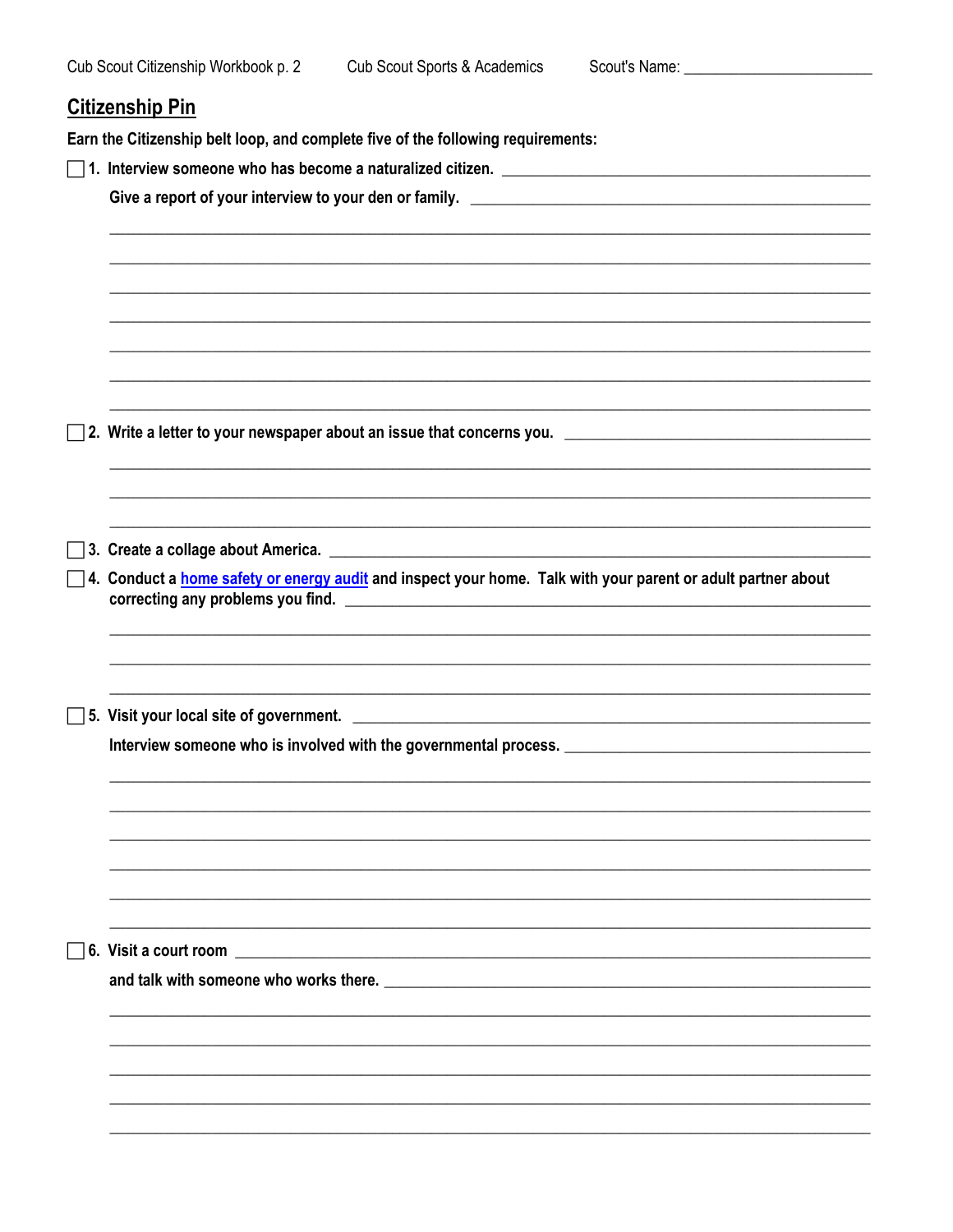## Citizenship Pin

**Earn the Citizenship belt loop, and complete five of the following requirements:**

- [ ] **1. Interview someone who has become a naturalized citizen.**

  **Give a report of your interview to your den or family.**

- [ ] **2. Write a letter to your newspaper about an issue that concerns you.**

- [ ] **3. Create a collage about America.**

- [ ] **4. Conduct a home safety or energy audit and inspect your home. Talk with your parent or adult partner about correcting any problems you find.**

- [ ] **5. Visit your local site of government.**

  **Interview someone who is involved with the governmental process.**

- [ ] **6. Visit a court room**

  **and talk with someone who works there.**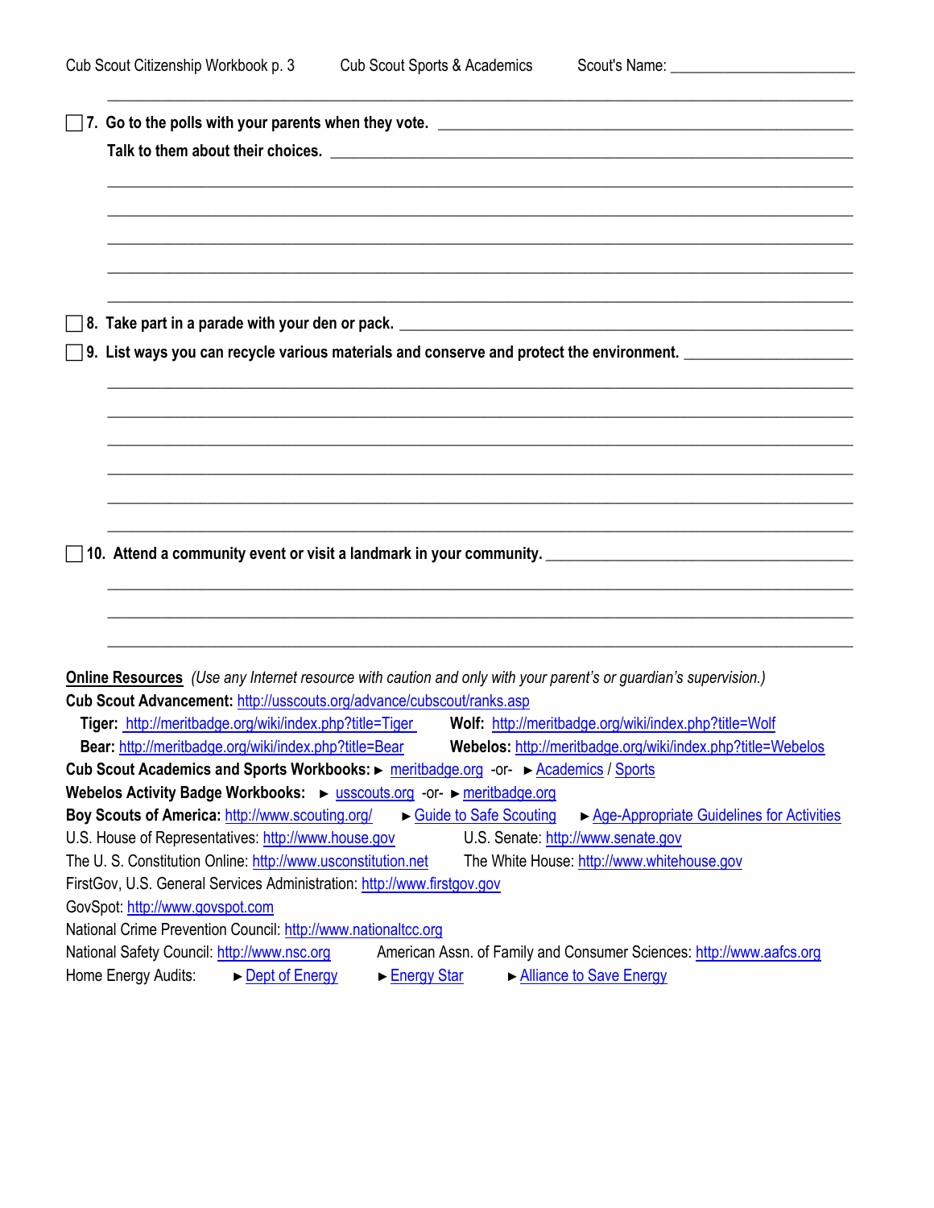☐ **7. Go to the polls with your parents when they vote.**

**Talk to them about their choices.**

☐ **8. Take part in a parade with your den or pack.**

☐ **9. List ways you can recycle various materials and conserve and protect the environment.**

☐ **10. Attend a community event or visit a landmark in your community.**

**Online Resources** *(Use any Internet resource with caution and only with your parent's or guardian's supervision.)*

**Cub Scout Advancement:** http://usscouts.org/advance/cubscout/ranks.asp

**Tiger:** http://meritbadge.org/wiki/index.php?title=Tiger **Wolf:** http://meritbadge.org/wiki/index.php?title=Wolf

**Bear:** http://meritbadge.org/wiki/index.php?title=Bear **Webelos:** http://meritbadge.org/wiki/index.php?title=Webelos

**Cub Scout Academics and Sports Workbooks:** ► meritbadge.org -or- ► Academics / Sports

**Webelos Activity Badge Workbooks:** ► usscouts.org -or- ► meritbadge.org

**Boy Scouts of America:** http://www.scouting.org/ ► Guide to Safe Scouting ► Age-Appropriate Guidelines for Activities

U.S. House of Representatives: http://www.house.gov U.S. Senate: http://www.senate.gov

The U. S. Constitution Online: http://www.usconstitution.net The White House: http://www.whitehouse.gov

FirstGov, U.S. General Services Administration: http://www.firstgov.gov

GovSpot: http://www.govspot.com

National Crime Prevention Council: http://www.nationaltcc.org

National Safety Council: http://www.nsc.org American Assn. of Family and Consumer Sciences: http://www.aafcs.org

Home Energy Audits: ► Dept of Energy ► Energy Star ► Alliance to Save Energy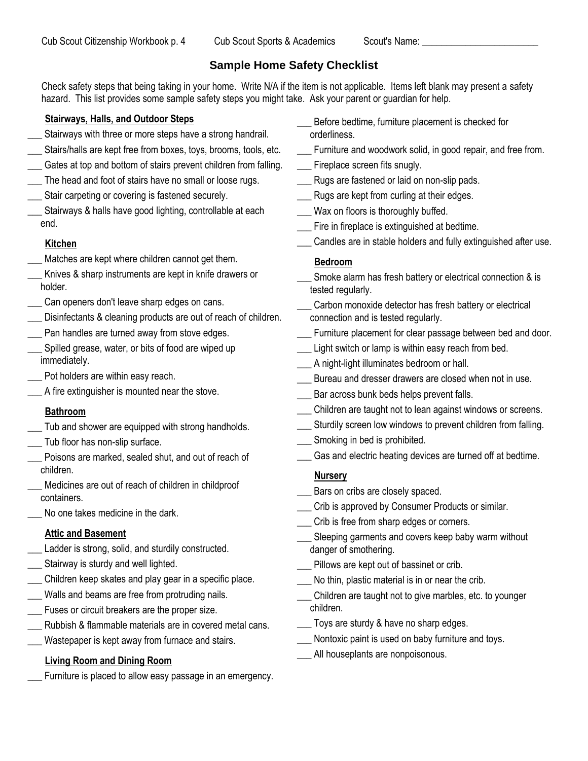Cub Scout Citizenship Workbook p. 4 Cub Scout Sports & Academics Scout's Name: ________________________

## Sample Home Safety Checklist

Check safety steps that being taking in your home. Write N/A if the item is not applicable. Items left blank may present a safety hazard. This list provides some sample safety steps you might take. Ask your parent or guardian for help.

### Stairways, Halls, and Outdoor Steps

___ Stairways with three or more steps have a strong handrail.
___ Stairs/halls are kept free from boxes, toys, brooms, tools, etc.
___ Gates at top and bottom of stairs prevent children from falling.
___ The head and foot of stairs have no small or loose rugs.
___ Stair carpeting or covering is fastened securely.
___ Stairways & halls have good lighting, controllable at each end.

### Kitchen

___ Matches are kept where children cannot get them.
___ Knives & sharp instruments are kept in knife drawers or holder.
___ Can openers don't leave sharp edges on cans.
___ Disinfectants & cleaning products are out of reach of children.
___ Pan handles are turned away from stove edges.
___ Spilled grease, water, or bits of food are wiped up immediately.
___ Pot holders are within easy reach.
___ A fire extinguisher is mounted near the stove.

### Bathroom

___ Tub and shower are equipped with strong handholds.
___ Tub floor has non-slip surface.
___ Poisons are marked, sealed shut, and out of reach of children.
___ Medicines are out of reach of children in childproof containers.
___ No one takes medicine in the dark.

### Attic and Basement

___ Ladder is strong, solid, and sturdily constructed.
___ Stairway is sturdy and well lighted.
___ Children keep skates and play gear in a specific place.
___ Walls and beams are free from protruding nails.
___ Fuses or circuit breakers are the proper size.
___ Rubbish & flammable materials are in covered metal cans.
___ Wastepaper is kept away from furnace and stairs.

### Living Room and Dining Room

___ Furniture is placed to allow easy passage in an emergency.
___ Before bedtime, furniture placement is checked for orderliness.
___ Furniture and woodwork solid, in good repair, and free from.
___ Fireplace screen fits snugly.
___ Rugs are fastened or laid on non-slip pads.
___ Rugs are kept from curling at their edges.
___ Wax on floors is thoroughly buffed.
___ Fire in fireplace is extinguished at bedtime.
___ Candles are in stable holders and fully extinguished after use.

### Bedroom

___ Smoke alarm has fresh battery or electrical connection & is tested regularly.
___ Carbon monoxide detector has fresh battery or electrical connection and is tested regularly.
___ Furniture placement for clear passage between bed and door.
___ Light switch or lamp is within easy reach from bed.
___ A night-light illuminates bedroom or hall.
___ Bureau and dresser drawers are closed when not in use.
___ Bar across bunk beds helps prevent falls.
___ Children are taught not to lean against windows or screens.
___ Sturdily screen low windows to prevent children from falling.
___ Smoking in bed is prohibited.
___ Gas and electric heating devices are turned off at bedtime.

### Nursery

___ Bars on cribs are closely spaced.
___ Crib is approved by Consumer Products or similar.
___ Crib is free from sharp edges or corners.
___ Sleeping garments and covers keep baby warm without danger of smothering.
___ Pillows are kept out of bassinet or crib.
___ No thin, plastic material is in or near the crib.
___ Children are taught not to give marbles, etc. to younger children.
___ Toys are sturdy & have no sharp edges.
___ Nontoxic paint is used on baby furniture and toys.
___ All houseplants are nonpoisonous.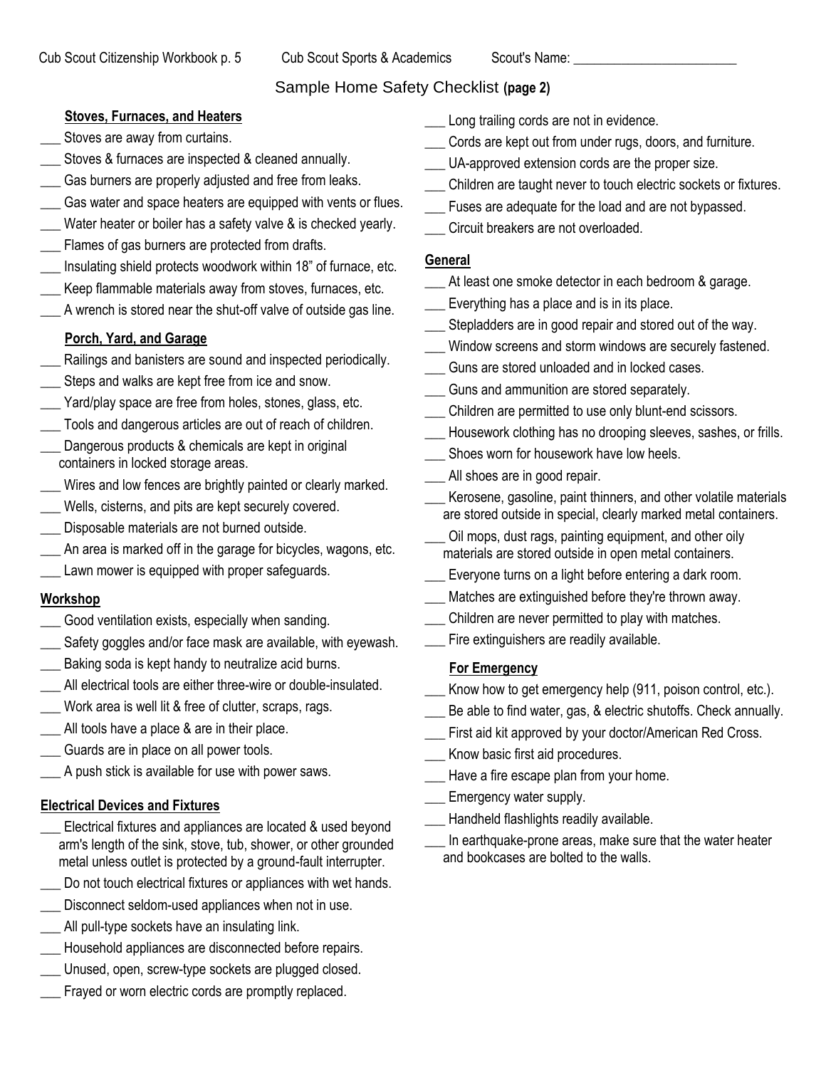# Sample Home Safety Checklist (page 2)

Scout's Name: ________________________

### Stoves, Furnaces, and Heaters

___ Stoves are away from curtains.
___ Stoves & furnaces are inspected & cleaned annually.
___ Gas burners are properly adjusted and free from leaks.
___ Gas water and space heaters are equipped with vents or flues.
___ Water heater or boiler has a safety valve & is checked yearly.
___ Flames of gas burners are protected from drafts.
___ Insulating shield protects woodwork within 18" of furnace, etc.
___ Keep flammable materials away from stoves, furnaces, etc.
___ A wrench is stored near the shut-off valve of outside gas line.

### Porch, Yard, and Garage

___ Railings and banisters are sound and inspected periodically.
___ Steps and walks are kept free from ice and snow.
___ Yard/play space are free from holes, stones, glass, etc.
___ Tools and dangerous articles are out of reach of children.
___ Dangerous products & chemicals are kept in original containers in locked storage areas.
___ Wires and low fences are brightly painted or clearly marked.
___ Wells, cisterns, and pits are kept securely covered.
___ Disposable materials are not burned outside.
___ An area is marked off in the garage for bicycles, wagons, etc.
___ Lawn mower is equipped with proper safeguards.

### Workshop

___ Good ventilation exists, especially when sanding.
___ Safety goggles and/or face mask are available, with eyewash.
___ Baking soda is kept handy to neutralize acid burns.
___ All electrical tools are either three-wire or double-insulated.
___ Work area is well lit & free of clutter, scraps, rags.
___ All tools have a place & are in their place.
___ Guards are in place on all power tools.
___ A push stick is available for use with power saws.

### Electrical Devices and Fixtures

___ Electrical fixtures and appliances are located & used beyond arm's length of the sink, stove, tub, shower, or other grounded metal unless outlet is protected by a ground-fault interrupter.
___ Do not touch electrical fixtures or appliances with wet hands.
___ Disconnect seldom-used appliances when not in use.
___ All pull-type sockets have an insulating link.
___ Household appliances are disconnected before repairs.
___ Unused, open, screw-type sockets are plugged closed.
___ Frayed or worn electric cords are promptly replaced.
___ Long trailing cords are not in evidence.
___ Cords are kept out from under rugs, doors, and furniture.
___ UA-approved extension cords are the proper size.
___ Children are taught never to touch electric sockets or fixtures.
___ Fuses are adequate for the load and are not bypassed.
___ Circuit breakers are not overloaded.

### General

___ At least one smoke detector in each bedroom & garage.
___ Everything has a place and is in its place.
___ Stepladders are in good repair and stored out of the way.
___ Window screens and storm windows are securely fastened.
___ Guns are stored unloaded and in locked cases.
___ Guns and ammunition are stored separately.
___ Children are permitted to use only blunt-end scissors.
___ Housework clothing has no drooping sleeves, sashes, or frills.
___ Shoes worn for housework have low heels.
___ All shoes are in good repair.
___ Kerosene, gasoline, paint thinners, and other volatile materials are stored outside in special, clearly marked metal containers.
___ Oil mops, dust rags, painting equipment, and other oily materials are stored outside in open metal containers.
___ Everyone turns on a light before entering a dark room.
___ Matches are extinguished before they're thrown away.
___ Children are never permitted to play with matches.
___ Fire extinguishers are readily available.

### For Emergency

___ Know how to get emergency help (911, poison control, etc.).
___ Be able to find water, gas, & electric shutoffs. Check annually.
___ First aid kit approved by your doctor/American Red Cross.
___ Know basic first aid procedures.
___ Have a fire escape plan from your home.
___ Emergency water supply.
___ Handheld flashlights readily available.
___ In earthquake-prone areas, make sure that the water heater and bookcases are bolted to the walls.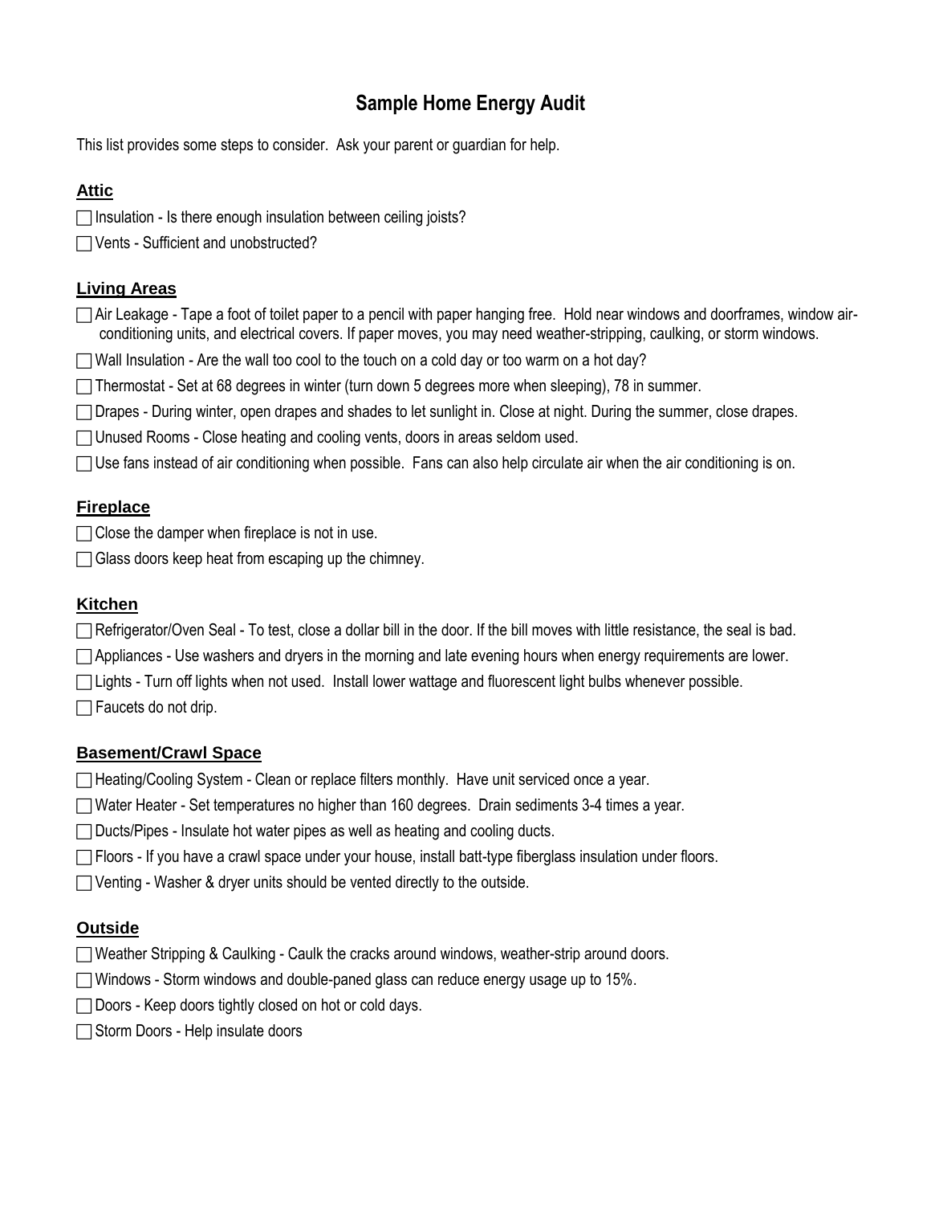# Sample Home Energy Audit

This list provides some steps to consider. Ask your parent or guardian for help.

## Attic

- [ ] Insulation - Is there enough insulation between ceiling joists?
- [ ] Vents - Sufficient and unobstructed?

## Living Areas

- [ ] Air Leakage - Tape a foot of toilet paper to a pencil with paper hanging free. Hold near windows and doorframes, window air-conditioning units, and electrical covers. If paper moves, you may need weather-stripping, caulking, or storm windows.
- [ ] Wall Insulation - Are the wall too cool to the touch on a cold day or too warm on a hot day?
- [ ] Thermostat - Set at 68 degrees in winter (turn down 5 degrees more when sleeping), 78 in summer.
- [ ] Drapes - During winter, open drapes and shades to let sunlight in. Close at night. During the summer, close drapes.
- [ ] Unused Rooms - Close heating and cooling vents, doors in areas seldom used.
- [ ] Use fans instead of air conditioning when possible. Fans can also help circulate air when the air conditioning is on.

## Fireplace

- [ ] Close the damper when fireplace is not in use.
- [ ] Glass doors keep heat from escaping up the chimney.

## Kitchen

- [ ] Refrigerator/Oven Seal - To test, close a dollar bill in the door. If the bill moves with little resistance, the seal is bad.
- [ ] Appliances - Use washers and dryers in the morning and late evening hours when energy requirements are lower.
- [ ] Lights - Turn off lights when not used. Install lower wattage and fluorescent light bulbs whenever possible.
- [ ] Faucets do not drip.

## Basement/Crawl Space

- [ ] Heating/Cooling System - Clean or replace filters monthly. Have unit serviced once a year.
- [ ] Water Heater - Set temperatures no higher than 160 degrees. Drain sediments 3-4 times a year.
- [ ] Ducts/Pipes - Insulate hot water pipes as well as heating and cooling ducts.
- [ ] Floors - If you have a crawl space under your house, install batt-type fiberglass insulation under floors.
- [ ] Venting - Washer & dryer units should be vented directly to the outside.

## Outside

- [ ] Weather Stripping & Caulking - Caulk the cracks around windows, weather-strip around doors.
- [ ] Windows - Storm windows and double-paned glass can reduce energy usage up to 15%.
- [ ] Doors - Keep doors tightly closed on hot or cold days.
- [ ] Storm Doors - Help insulate doors